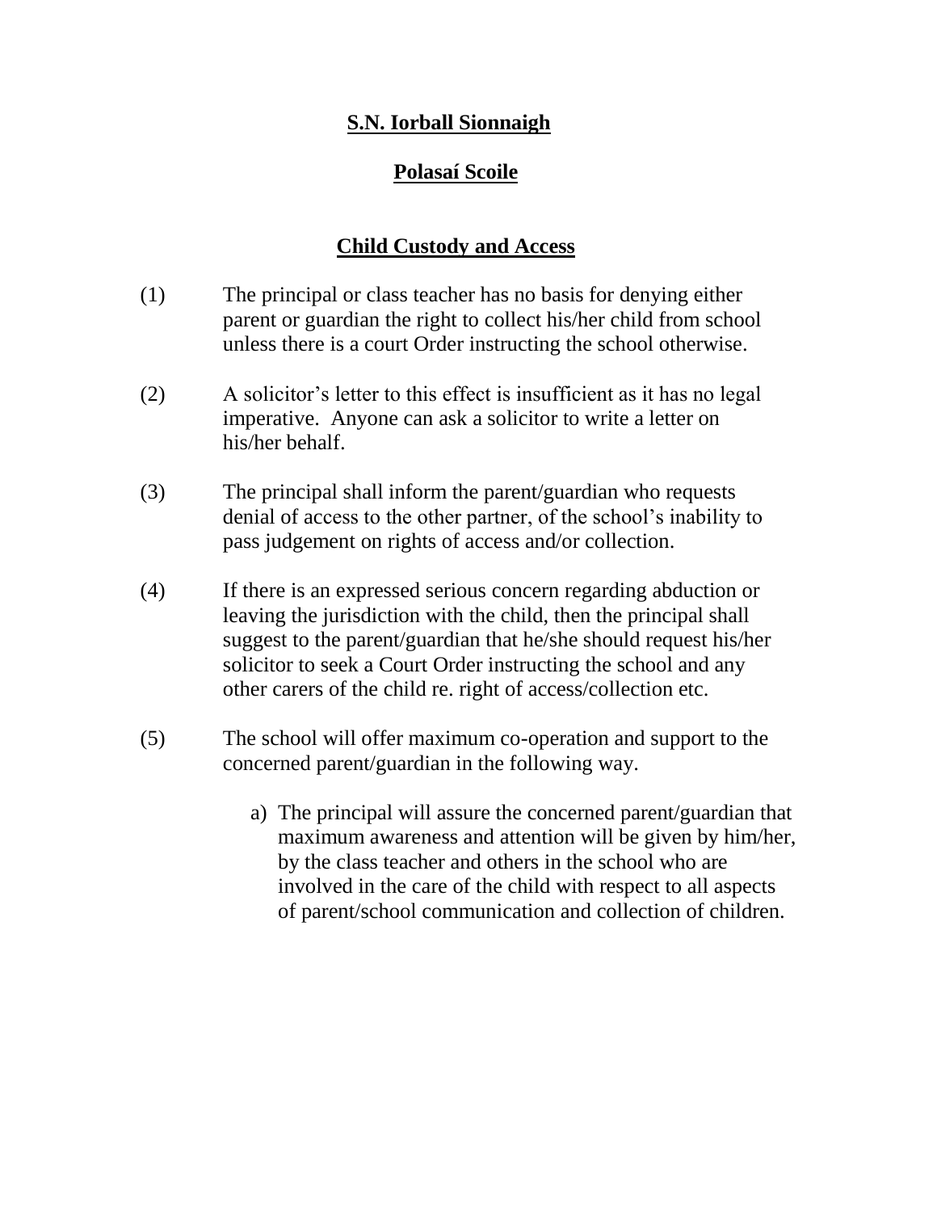# S.N. Iorball Sionnaigh

## Polasaí Scoile

## Child Custody and Access

(1) The principal or class teacher has no basis for denying either parent or guardian the right to collect his/her child from school unless there is a court Order instructing the school otherwise.

(2) A solicitor's letter to this effect is insufficient as it has no legal imperative. Anyone can ask a solicitor to write a letter on his/her behalf.

(3) The principal shall inform the parent/guardian who requests denial of access to the other partner, of the school's inability to pass judgement on rights of access and/or collection.

(4) If there is an expressed serious concern regarding abduction or leaving the jurisdiction with the child, then the principal shall suggest to the parent/guardian that he/she should request his/her solicitor to seek a Court Order instructing the school and any other carers of the child re. right of access/collection etc.

(5) The school will offer maximum co-operation and support to the concerned parent/guardian in the following way.

   a) The principal will assure the concerned parent/guardian that maximum awareness and attention will be given by him/her, by the class teacher and others in the school who are involved in the care of the child with respect to all aspects of parent/school communication and collection of children.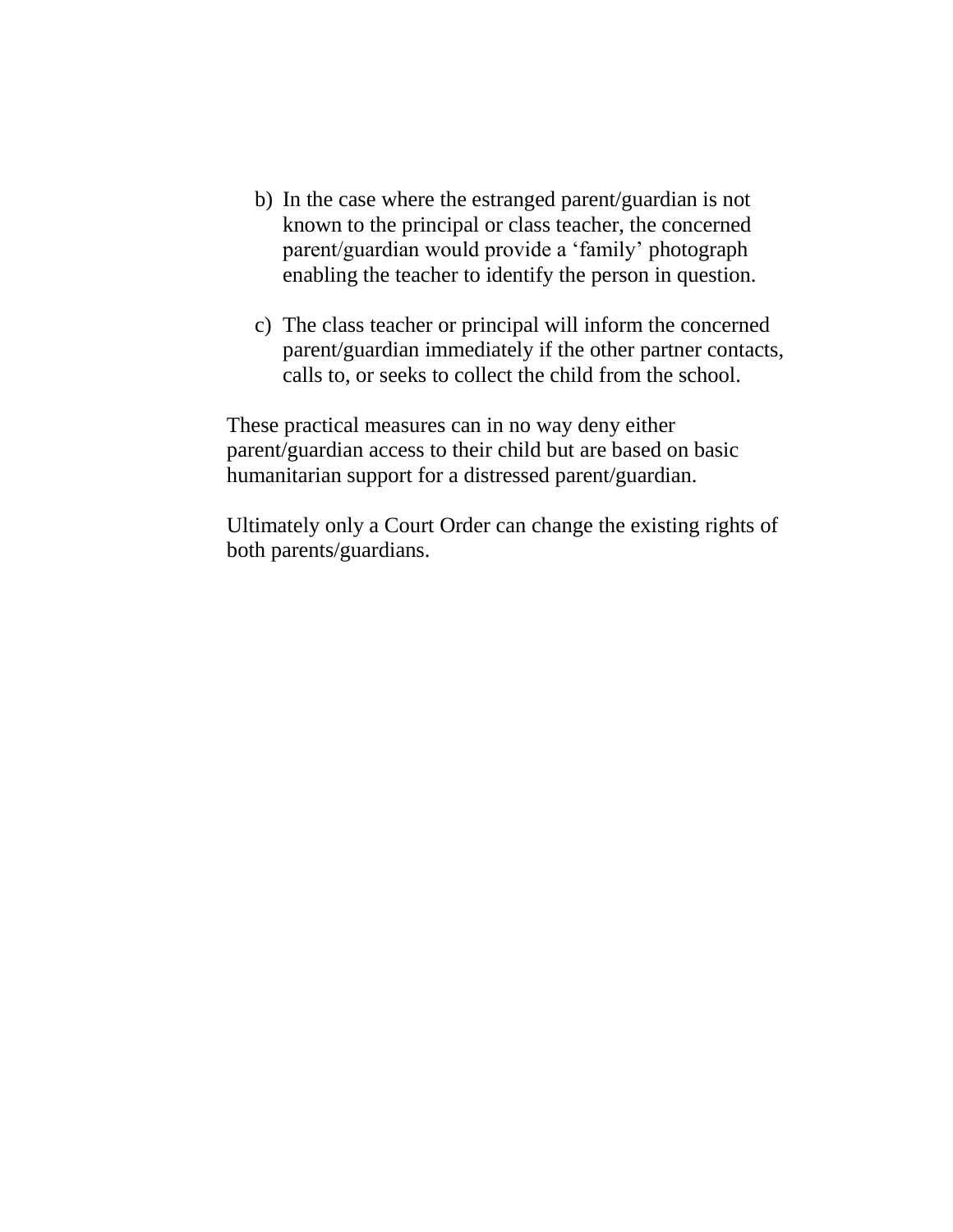b) In the case where the estranged parent/guardian is not known to the principal or class teacher, the concerned parent/guardian would provide a 'family' photograph enabling the teacher to identify the person in question.

c) The class teacher or principal will inform the concerned parent/guardian immediately if the other partner contacts, calls to, or seeks to collect the child from the school.

These practical measures can in no way deny either parent/guardian access to their child but are based on basic humanitarian support for a distressed parent/guardian.

Ultimately only a Court Order can change the existing rights of both parents/guardians.